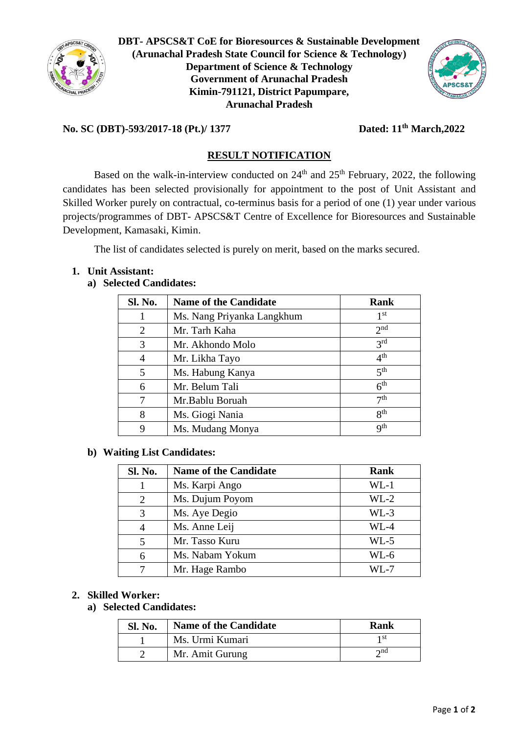**DBT- APSCS&T CoE for Bioresources & Sustainable Development**
**(Arunachal Pradesh State Council for Science & Technology)**
**Department of Science & Technology**
**Government of Arunachal Pradesh**
**Kimin-791121, District Papumpare,**
**Arunachal Pradesh**

**No. SC (DBT)-593/2017-18 (Pt.)/ 1377** **Dated: 11th March,2022**

## RESULT NOTIFICATION

Based on the walk-in-interview conducted on 24th and 25th February, 2022, the following candidates has been selected provisionally for appointment to the post of Unit Assistant and Skilled Worker purely on contractual, co-terminus basis for a period of one (1) year under various projects/programmes of DBT- APSCS&T Centre of Excellence for Bioresources and Sustainable Development, Kamasaki, Kimin.

The list of candidates selected is purely on merit, based on the marks secured.

1. **Unit Assistant:**
   a) **Selected Candidates:**

| Sl. No. | Name of the Candidate | Rank |
|---|---|---|
| 1 | Ms. Nang Priyanka Langkhum | 1st |
| 2 | Mr. Tarh Kaha | 2nd |
| 3 | Mr. Akhondo Molo | 3rd |
| 4 | Mr. Likha Tayo | 4th |
| 5 | Ms. Habung Kanya | 5th |
| 6 | Mr. Belum Tali | 6th |
| 7 | Mr.Bablu Boruah | 7th |
| 8 | Ms. Giogi Nania | 8th |
| 9 | Ms. Mudang Monya | 9th |

   b) **Waiting List Candidates:**

| Sl. No. | Name of the Candidate | Rank |
|---|---|---|
| 1 | Ms. Karpi Ango | WL-1 |
| 2 | Ms. Dujum Poyom | WL-2 |
| 3 | Ms. Aye Degio | WL-3 |
| 4 | Ms. Anne Leij | WL-4 |
| 5 | Mr. Tasso Kuru | WL-5 |
| 6 | Ms. Nabam Yokum | WL-6 |
| 7 | Mr. Hage Rambo | WL-7 |

2. **Skilled Worker:**
   a) **Selected Candidates:**

| Sl. No. | Name of the Candidate | Rank |
|---|---|---|
| 1 | Ms. Urmi Kumari | 1st |
| 2 | Mr. Amit Gurung | 2nd |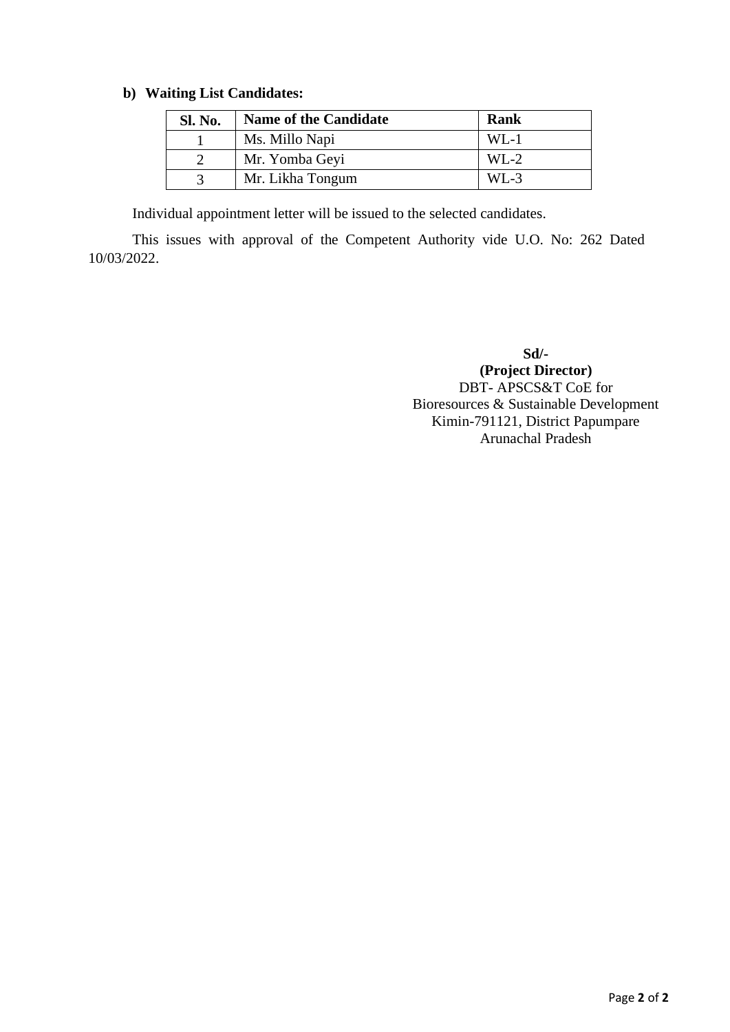**b) Waiting List Candidates:**

| Sl. No. | Name of the Candidate | Rank |
|---|---|---|
| 1 | Ms. Millo Napi | WL-1 |
| 2 | Mr. Yomba Geyi | WL-2 |
| 3 | Mr. Likha Tongum | WL-3 |

Individual appointment letter will be issued to the selected candidates.

This issues with approval of the Competent Authority vide U.O. No: 262 Dated 10/03/2022.

**Sd/-**
**(Project Director)**
DBT- APSCS&T CoE for
Bioresources & Sustainable Development
Kimin-791121, District Papumpare
Arunachal Pradesh